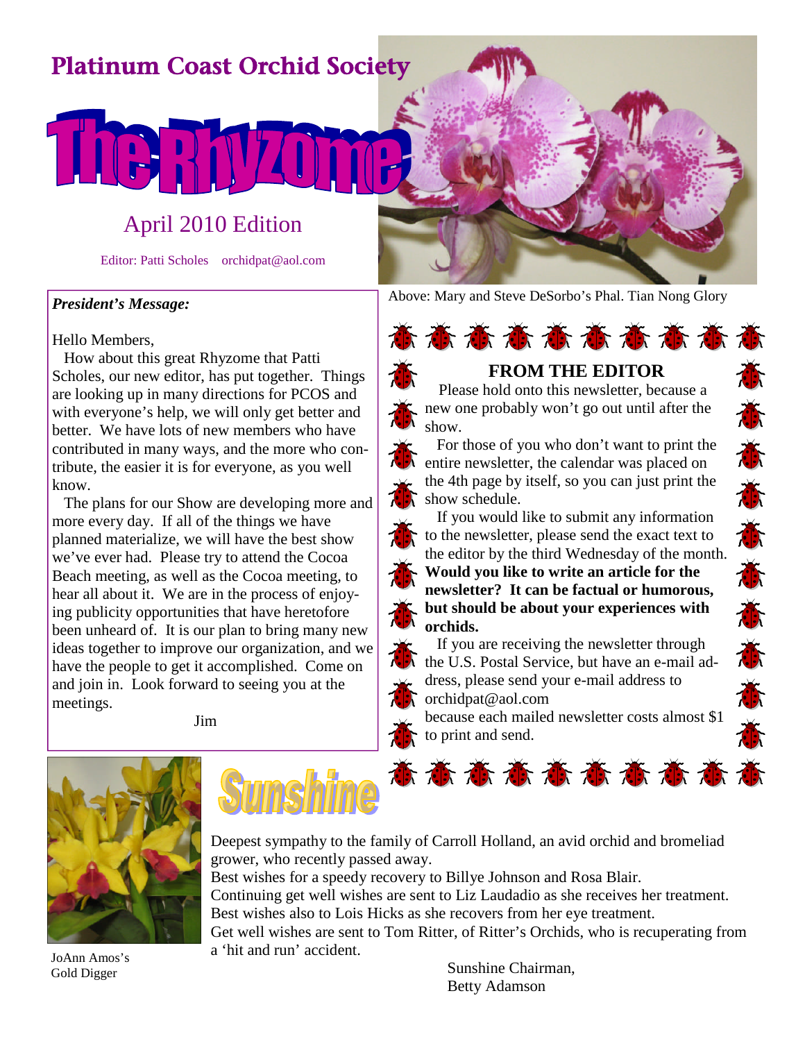# Platinum Coast Orchid Society

# The Rhyzome

## April 2010 Edition

Editor: Patti Scholes orchidpat@aol.com

Above: Mary and Steve DeSorbo's Phal. Tian Nong Glory

***President's Message:***

Hello Members,

How about this great Rhyzome that Patti Scholes, our new editor, has put together. Things are looking up in many directions for PCOS and with everyone's help, we will only get better and better. We have lots of new members who have contributed in many ways, and the more who contribute, the easier it is for everyone, as you well know.

The plans for our Show are developing more and more every day. If all of the things we have planned materialize, we will have the best show we've ever had. Please try to attend the Cocoa Beach meeting, as well as the Cocoa meeting, to hear all about it. We are in the process of enjoying publicity opportunities that have heretofore been unheard of. It is our plan to bring many new ideas together to improve our organization, and we have the people to get it accomplished. Come on and join in. Look forward to seeing you at the meetings.

Jim

## FROM THE EDITOR

Please hold onto this newsletter, because a new one probably won't go out until after the show.

For those of you who don't want to print the entire newsletter, the calendar was placed on the 4th page by itself, so you can just print the show schedule.

If you would like to submit any information to the newsletter, please send the exact text to the editor by the third Wednesday of the month. **Would you like to write an article for the newsletter? It can be factual or humorous, but should be about your experiences with orchids.**

If you are receiving the newsletter through the U.S. Postal Service, but have an e-mail address, please send your e-mail address to orchidpat@aol.com because each mailed newsletter costs almost $1 to print and send.

JoAnn Amos's Gold Digger

## Sunshine

Deepest sympathy to the family of Carroll Holland, an avid orchid and bromeliad grower, who recently passed away.
Best wishes for a speedy recovery to Billye Johnson and Rosa Blair.
Continuing get well wishes are sent to Liz Laudadio as she receives her treatment.
Best wishes also to Lois Hicks as she recovers from her eye treatment.
Get well wishes are sent to Tom Ritter, of Ritter's Orchids, who is recuperating from a 'hit and run' accident.

Sunshine Chairman,
Betty Adamson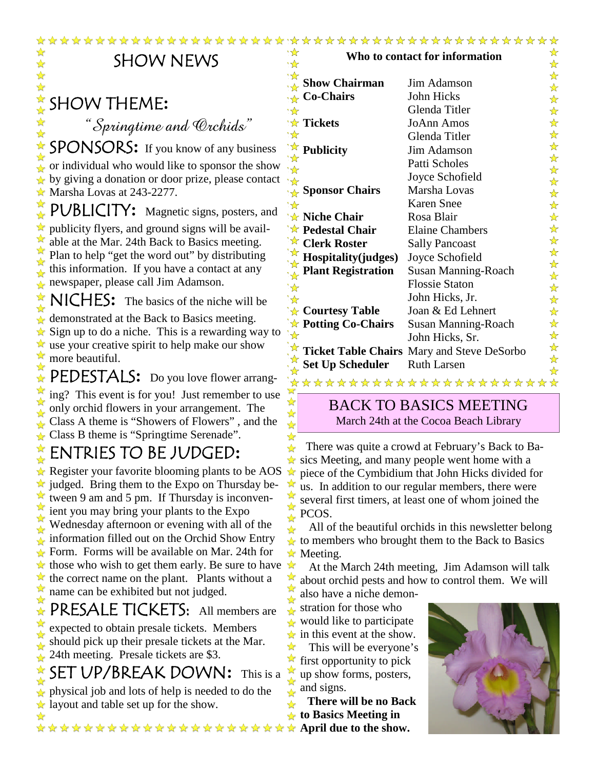# SHOW NEWS

## SHOW THEME:

*"Springtime and Orchids"*

**SPONSORS:** If you know of any business or individual who would like to sponsor the show by giving a donation or door prize, please contact Marsha Lovas at 243-2277.

**PUBLICITY:** Magnetic signs, posters, and publicity flyers, and ground signs will be available at the Mar. 24th Back to Basics meeting. Plan to help "get the word out" by distributing this information. If you have a contact at any newspaper, please call Jim Adamson.

**NICHES:** The basics of the niche will be demonstrated at the Back to Basics meeting. Sign up to do a niche. This is a rewarding way to use your creative spirit to help make our show more beautiful.

**PEDESTALS:** Do you love flower arranging? This event is for you! Just remember to use only orchid flowers in your arrangement. The Class A theme is "Showers of Flowers", and the Class B theme is "Springtime Serenade".

**ENTRIES TO BE JUDGED:** Register your favorite blooming plants to be AOS judged. Bring them to the Expo on Thursday between 9 am and 5 pm. If Thursday is inconvenient you may bring your plants to the Expo Wednesday afternoon or evening with all of the information filled out on the Orchid Show Entry Form. Forms will be available on Mar. 24th for those who wish to get them early. Be sure to have the correct name on the plant. Plants without a name can be exhibited but not judged.

**PRESALE TICKETS:** All members are expected to obtain presale tickets. Members should pick up their presale tickets at the Mar. 24th meeting. Presale tickets are $3.

**SET UP/BREAK DOWN:** This is a physical job and lots of help is needed to do the layout and table set up for the show.

## Who to contact for information

| | |
|---|---|
| **Show Chairman** | Jim Adamson |
| **Co-Chairs** | John Hicks |
| | Glenda Titler |
| **Tickets** | JoAnn Amos |
| | Glenda Titler |
| **Publicity** | Jim Adamson |
| | Patti Scholes |
| | Joyce Schofield |
| **Sponsor Chairs** | Marsha Lovas |
| | Karen Snee |
| **Niche Chair** | Rosa Blair |
| **Pedestal Chair** | Elaine Chambers |
| **Clerk Roster** | Sally Pancoast |
| **Hospitality(judges)** | Joyce Schofield |
| **Plant Registration** | Susan Manning-Roach |
| | Flossie Staton |
| | John Hicks, Jr. |
| **Courtesy Table** | Joan & Ed Lehnert |
| **Potting Co-Chairs** | Susan Manning-Roach |
| | John Hicks, Sr. |
| **Ticket Table Chairs** | Mary and Steve DeSorbo |
| **Set Up Scheduler** | Ruth Larsen |

## BACK TO BASICS MEETING

March 24th at the Cocoa Beach Library

There was quite a crowd at February's Back to Basics Meeting, and many people went home with a piece of the Cymbidium that John Hicks divided for us. In addition to our regular members, there were several first timers, at least one of whom joined the PCOS.

All of the beautiful orchids in this newsletter belong to members who brought them to the Back to Basics Meeting.

At the March 24th meeting, Jim Adamson will talk about orchid pests and how to control them. We will also have a niche demonstration for those who would like to participate in this event at the show.

This will be everyone's first opportunity to pick up show forms, posters, and signs.

**There will be no Back to Basics Meeting in April due to the show.**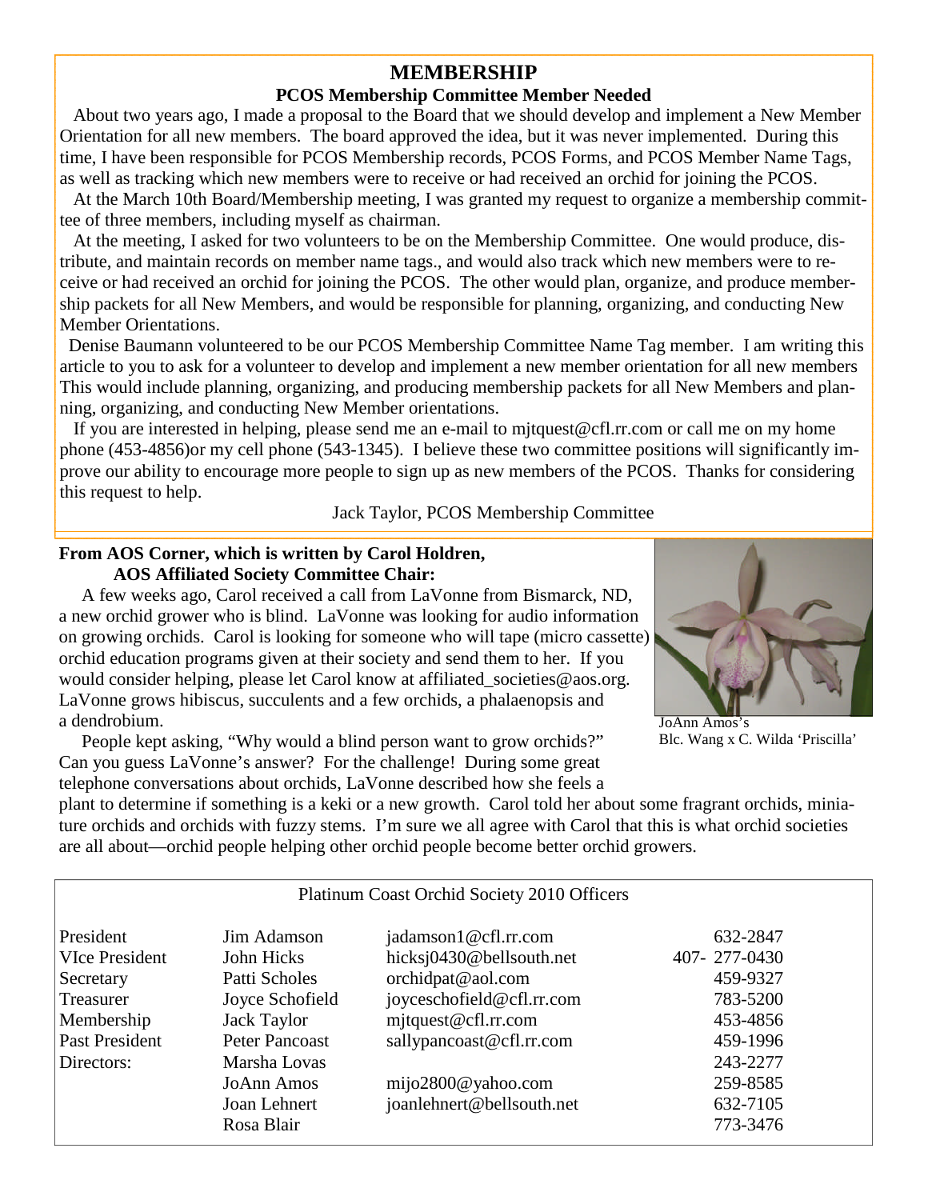## MEMBERSHIP

### PCOS Membership Committee Member Needed

About two years ago, I made a proposal to the Board that we should develop and implement a New Member Orientation for all new members. The board approved the idea, but it was never implemented. During this time, I have been responsible for PCOS Membership records, PCOS Forms, and PCOS Member Name Tags, as well as tracking which new members were to receive or had received an orchid for joining the PCOS.

At the March 10th Board/Membership meeting, I was granted my request to organize a membership committee of three members, including myself as chairman.

At the meeting, I asked for two volunteers to be on the Membership Committee. One would produce, distribute, and maintain records on member name tags., and would also track which new members were to receive or had received an orchid for joining the PCOS. The other would plan, organize, and produce membership packets for all New Members, and would be responsible for planning, organizing, and conducting New Member Orientations.

Denise Baumann volunteered to be our PCOS Membership Committee Name Tag member. I am writing this article to you to ask for a volunteer to develop and implement a new member orientation for all new members This would include planning, organizing, and producing membership packets for all New Members and planning, organizing, and conducting New Member orientations.

If you are interested in helping, please send me an e-mail to mjtquest@cfl.rr.com or call me on my home phone (453-4856)or my cell phone (543-1345). I believe these two committee positions will significantly improve our ability to encourage more people to sign up as new members of the PCOS. Thanks for considering this request to help.

Jack Taylor, PCOS Membership Committee

**From AOS Corner, which is written by Carol Holdren, AOS Affiliated Society Committee Chair:**

A few weeks ago, Carol received a call from LaVonne from Bismarck, ND, a new orchid grower who is blind. LaVonne was looking for audio information on growing orchids. Carol is looking for someone who will tape (micro cassette) orchid education programs given at their society and send them to her. If you would consider helping, please let Carol know at affiliated_societies@aos.org. LaVonne grows hibiscus, succulents and a few orchids, a phalaenopsis and a dendrobium.

JoAnn Amos's Blc. Wang x C. Wilda 'Priscilla'

People kept asking, "Why would a blind person want to grow orchids?" Can you guess LaVonne's answer? For the challenge! During some great telephone conversations about orchids, LaVonne described how she feels a plant to determine if something is a keki or a new growth. Carol told her about some fragrant orchids, miniature orchids and orchids with fuzzy stems. I'm sure we all agree with Carol that this is what orchid societies are all about—orchid people helping other orchid people become better orchid growers.

**Platinum Coast Orchid Society 2010 Officers**

| | | | |
|---|---|---|---|
| President | Jim Adamson | jadamson1@cfl.rr.com | 632-2847 |
| VIce President | John Hicks | hicksj0430@bellsouth.net | 407- 277-0430 |
| Secretary | Patti Scholes | orchidpat@aol.com | 459-9327 |
| Treasurer | Joyce Schofield | joyceschofield@cfl.rr.com | 783-5200 |
| Membership | Jack Taylor | mjtquest@cfl.rr.com | 453-4856 |
| Past President | Peter Pancoast | sallypancoast@cfl.rr.com | 459-1996 |
| Directors: | Marsha Lovas | | 243-2277 |
| | JoAnn Amos | mijo2800@yahoo.com | 259-8585 |
| | Joan Lehnert | joanlehnert@bellsouth.net | 632-7105 |
| | Rosa Blair | | 773-3476 |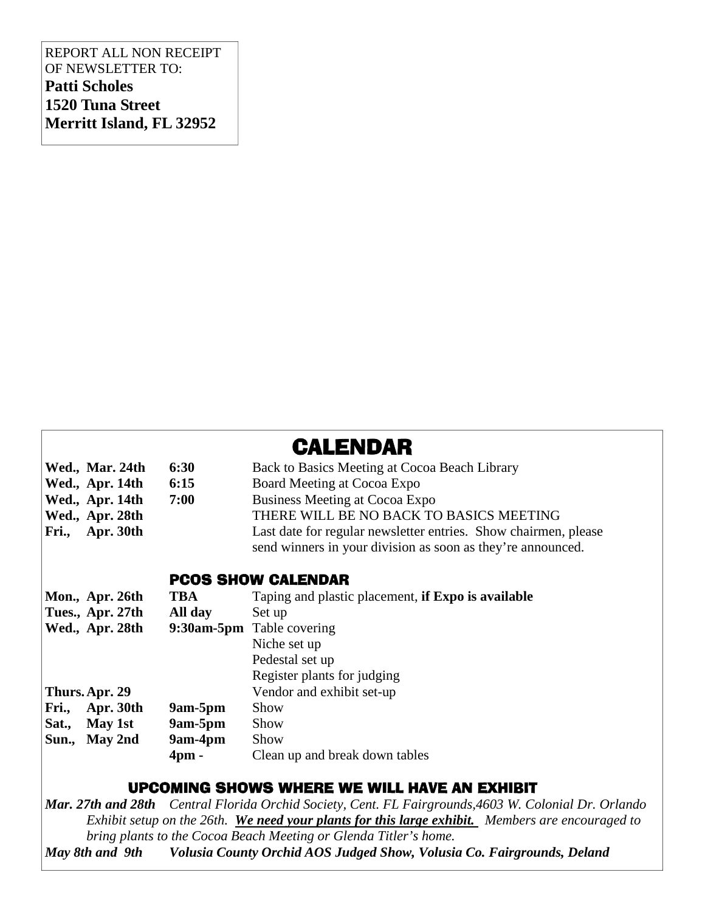REPORT ALL NON RECEIPT OF NEWSLETTER TO:
**Patti Scholes**
**1520 Tuna Street**
**Merritt Island, FL 32952**

# CALENDAR

| | | |
|---|---|---|
| **Wed., Mar. 24th** | **6:30** | Back to Basics Meeting at Cocoa Beach Library |
| **Wed., Apr. 14th** | **6:15** | Board Meeting at Cocoa Expo |
| **Wed., Apr. 14th** | **7:00** | Business Meeting at Cocoa Expo |
| **Wed., Apr. 28th** | | THERE WILL BE NO BACK TO BASICS MEETING |
| **Fri., Apr. 30th** | | Last date for regular newsletter entries. Show chairmen, please send winners in your division as soon as they're announced. |

## PCOS SHOW CALENDAR

| | | |
|---|---|---|
| **Mon., Apr. 26th** | **TBA** | Taping and plastic placement, **if Expo is available** |
| **Tues., Apr. 27th** | **All day** | Set up |
| **Wed., Apr. 28th** | **9:30am-5pm** | Table covering<br>Niche set up<br>Pedestal set up<br>Register plants for judging |
| **Thurs. Apr. 29** | | Vendor and exhibit set-up |
| **Fri., Apr. 30th** | **9am-5pm** | Show |
| **Sat., May 1st** | **9am-5pm** | Show |
| **Sun., May 2nd** | **9am-4pm** | Show |
| | **4pm -** | Clean up and break down tables |

## UPCOMING SHOWS WHERE WE WILL HAVE AN EXHIBIT

***Mar. 27th and 28th*** *Central Florida Orchid Society, Cent. FL Fairgrounds,4603 W. Colonial Dr. Orlando Exhibit setup on the 26th.* ***We need your plants for this large exhibit.*** *Members are encouraged to bring plants to the Cocoa Beach Meeting or Glenda Titler's home.*

***May 8th and 9th Volusia County Orchid AOS Judged Show, Volusia Co. Fairgrounds, Deland***